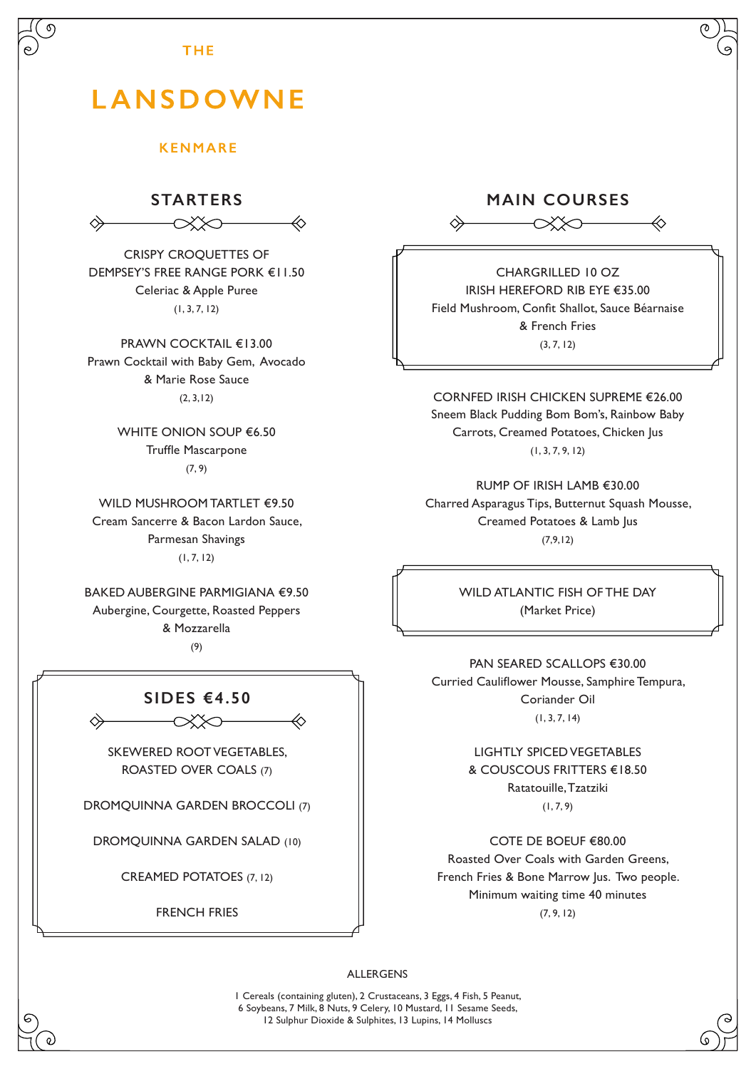THE

# LANSDOWNE

KENMARE

## STARTERS

CRISPY CROQUETTES OF DEMPSEY'S FREE RANGE PORK €11.50
Celeriac & Apple Puree
(1, 3, 7, 12)

PRAWN COCKTAIL €13.00
Prawn Cocktail with Baby Gem, Avocado & Marie Rose Sauce
(2, 3,12)

WHITE ONION SOUP €6.50
Truffle Mascarpone
(7, 9)

WILD MUSHROOM TARTLET €9.50
Cream Sancerre & Bacon Lardon Sauce, Parmesan Shavings
(1, 7, 12)

BAKED AUBERGINE PARMIGIANA €9.50
Aubergine, Courgette, Roasted Peppers & Mozzarella
(9)

## SIDES €4.50

SKEWERED ROOT VEGETABLES, ROASTED OVER COALS (7)

DROMQUINNA GARDEN BROCCOLI (7)

DROMQUINNA GARDEN SALAD (10)

CREAMED POTATOES (7, 12)

FRENCH FRIES

## MAIN COURSES

CHARGRILLED 10 OZ IRISH HEREFORD RIB EYE €35.00
Field Mushroom, Confit Shallot, Sauce Béarnaise & French Fries
(3, 7, 12)

CORNFED IRISH CHICKEN SUPREME €26.00
Sneem Black Pudding Bom Bom's, Rainbow Baby Carrots, Creamed Potatoes, Chicken Jus
(1, 3, 7, 9, 12)

RUMP OF IRISH LAMB €30.00
Charred Asparagus Tips, Butternut Squash Mousse, Creamed Potatoes & Lamb Jus
(7,9,12)

WILD ATLANTIC FISH OF THE DAY
(Market Price)

PAN SEARED SCALLOPS €30.00
Curried Cauliflower Mousse, Samphire Tempura, Coriander Oil
(1, 3, 7, 14)

LIGHTLY SPICED VEGETABLES & COUSCOUS FRITTERS €18.50
Ratatouille, Tzatziki
(1, 7, 9)

COTE DE BOEUF €80.00
Roasted Over Coals with Garden Greens, French Fries & Bone Marrow Jus. Two people.
Minimum waiting time 40 minutes
(7, 9, 12)

ALLERGENS

1 Cereals (containing gluten), 2 Crustaceans, 3 Eggs, 4 Fish, 5 Peanut, 6 Soybeans, 7 Milk, 8 Nuts, 9 Celery, 10 Mustard, 11 Sesame Seeds, 12 Sulphur Dioxide & Sulphites, 13 Lupins, 14 Molluscs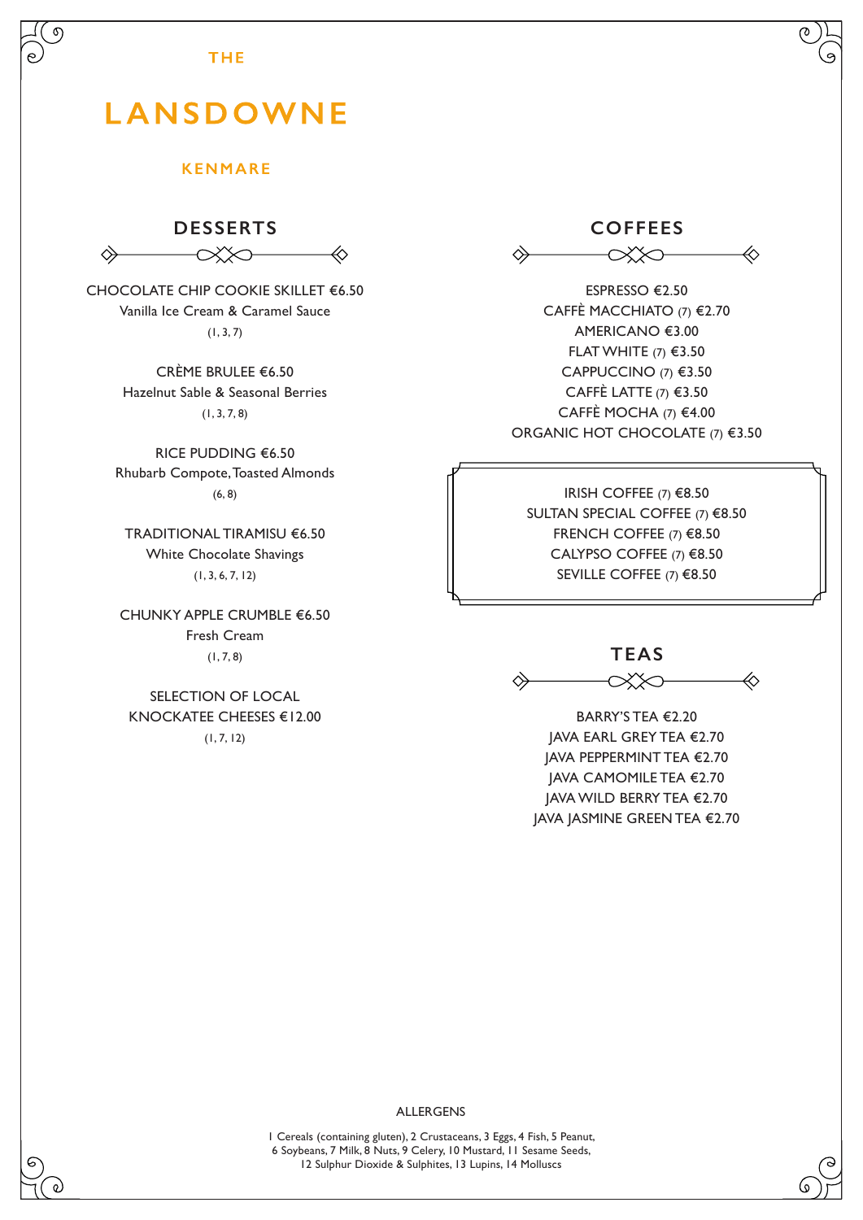THE

# LANSDOWNE

KENMARE

## DESSERTS

CHOCOLATE CHIP COOKIE SKILLET €6.50
Vanilla Ice Cream & Caramel Sauce
(1, 3, 7)

CRÈME BRULEE €6.50
Hazelnut Sable & Seasonal Berries
(1, 3, 7, 8)

RICE PUDDING €6.50
Rhubarb Compote, Toasted Almonds
(6, 8)

TRADITIONAL TIRAMISU €6.50
White Chocolate Shavings
(1, 3, 6, 7, 12)

CHUNKY APPLE CRUMBLE €6.50
Fresh Cream
(1, 7, 8)

SELECTION OF LOCAL
KNOCKATEE CHEESES €12.00
(1, 7, 12)

## COFFEES

ESPRESSO €2.50
CAFFÈ MACCHIATO (7) €2.70
AMERICANO €3.00
FLAT WHITE (7) €3.50
CAPPUCCINO (7) €3.50
CAFFÈ LATTE (7) €3.50
CAFFÈ MOCHA (7) €4.00
ORGANIC HOT CHOCOLATE (7) €3.50

IRISH COFFEE (7) €8.50
SULTAN SPECIAL COFFEE (7) €8.50
FRENCH COFFEE (7) €8.50
CALYPSO COFFEE (7) €8.50
SEVILLE COFFEE (7) €8.50

## TEAS

BARRY'S TEA €2.20
JAVA EARL GREY TEA €2.70
JAVA PEPPERMINT TEA €2.70
JAVA CAMOMILE TEA €2.70
JAVA WILD BERRY TEA €2.70
JAVA JASMINE GREEN TEA €2.70

ALLERGENS

1 Cereals (containing gluten), 2 Crustaceans, 3 Eggs, 4 Fish, 5 Peanut,
6 Soybeans, 7 Milk, 8 Nuts, 9 Celery, 10 Mustard, 11 Sesame Seeds,
12 Sulphur Dioxide & Sulphites, 13 Lupins, 14 Molluscs